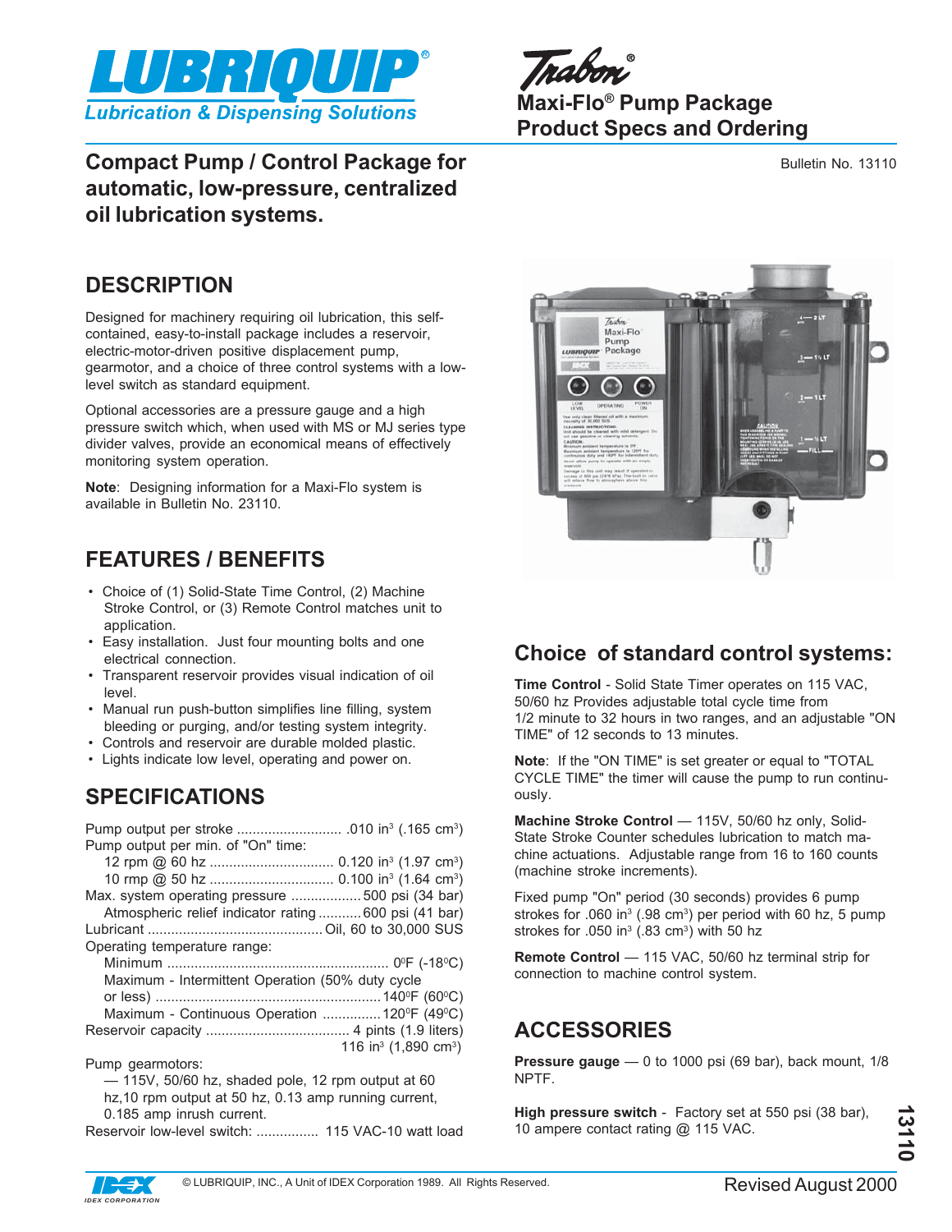# LUBRIQUIP®

Lubrication & Dispensing Solutions

Trabon®

## Maxi-Flo® Pump Package Product Specs and Ordering

## Compact Pump / Control Package for automatic, low-pressure, centralized oil lubrication systems.

Bulletin No. 13110

## DESCRIPTION

Designed for machinery requiring oil lubrication, this self-contained, easy-to-install package includes a reservoir, electric-motor-driven positive displacement pump, gearmotor, and a choice of three control systems with a low-level switch as standard equipment.

Optional accessories are a pressure gauge and a high pressure switch which, when used with MS or MJ series type divider valves, provide an economical means of effectively monitoring system operation.

**Note**: Designing information for a Maxi-Flo system is available in Bulletin No. 23110.

## FEATURES / BENEFITS

- Choice of (1) Solid-State Time Control, (2) Machine Stroke Control, or (3) Remote Control matches unit to application.
- Easy installation. Just four mounting bolts and one electrical connection.
- Transparent reservoir provides visual indication of oil level.
- Manual run push-button simplifies line filling, system bleeding or purging, and/or testing system integrity.
- Controls and reservoir are durable molded plastic.
- Lights indicate low level, operating and power on.

## SPECIFICATIONS

Pump output per stroke .......................... .010 in³ (.165 cm³)
Pump output per min. of "On" time:
- 12 rpm @ 60 hz ............................... 0.120 in³ (1.97 cm³)
- 10 rmp @ 50 hz ............................... 0.100 in³ (1.64 cm³)

Max. system operating pressure .................. 500 psi (34 bar)
- Atmospheric relief indicator rating ........... 600 psi (41 bar)

Lubricant ............................................ Oil, 60 to 30,000 SUS
Operating temperature range:
- Minimum ........................................................ 0°F (-18°C)
- Maximum - Intermittent Operation (50% duty cycle or less) ......................................................... 140°F (60°C)
- Maximum - Continuous Operation .............. 120°F (49°C)

Reservoir capacity .................................... 4 pints (1.9 liters) 116 in³ (1,890 cm³)

Pump gearmotors:
- — 115V, 50/60 hz, shaded pole, 12 rpm output at 60 hz,10 rpm output at 50 hz, 0.13 amp running current, 0.185 amp inrush current.

Reservoir low-level switch: ................ 115 VAC-10 watt load

## Choice of standard control systems:

**Time Control** - Solid State Timer operates on 115 VAC, 50/60 hz Provides adjustable total cycle time from 1/2 minute to 32 hours in two ranges, and an adjustable "ON TIME" of 12 seconds to 13 minutes.

**Note**: If the "ON TIME" is set greater or equal to "TOTAL CYCLE TIME" the timer will cause the pump to run continuously.

**Machine Stroke Control** — 115V, 50/60 hz only, Solid-State Stroke Counter schedules lubrication to match machine actuations. Adjustable range from 16 to 160 counts (machine stroke increments).

Fixed pump "On" period (30 seconds) provides 6 pump strokes for .060 in³ (.98 cm³) per period with 60 hz, 5 pump strokes for .050 in³ (.83 cm³) with 50 hz

**Remote Control** — 115 VAC, 50/60 hz terminal strip for connection to machine control system.

## ACCESSORIES

**Pressure gauge** — 0 to 1000 psi (69 bar), back mount, 1/8 NPTF.

**High pressure switch** - Factory set at 550 psi (38 bar), 10 ampere contact rating @ 115 VAC.

© LUBRIQUIP, INC., A Unit of IDEX Corporation 1989. All Rights Reserved.

Revised August 2000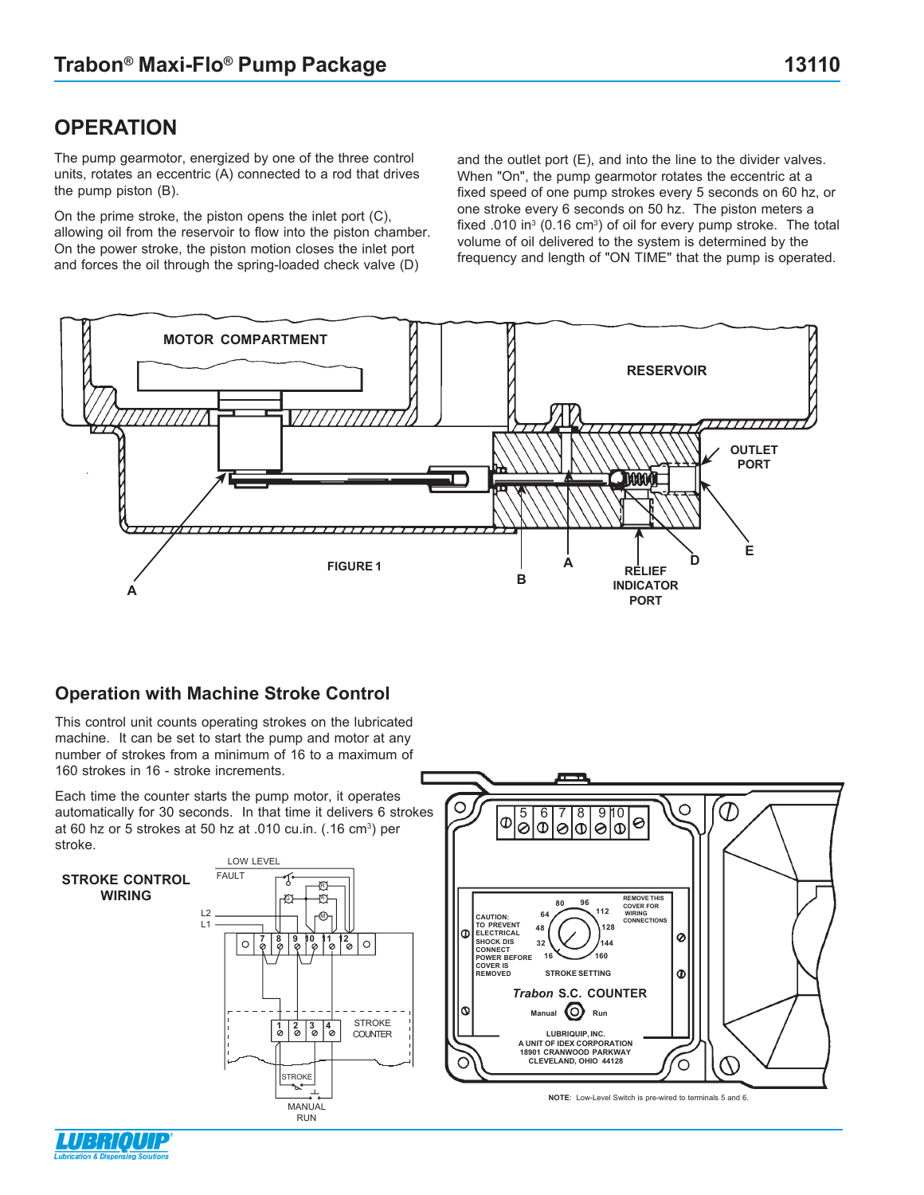## OPERATION

The pump gearmotor, energized by one of the three control units, rotates an eccentric (A) connected to a rod that drives the pump piston (B).

On the prime stroke, the piston opens the inlet port (C), allowing oil from the reservoir to flow into the piston chamber. On the power stroke, the piston motion closes the inlet port and forces the oil through the spring-loaded check valve (D) and the outlet port (E), and into the line to the divider valves. When "On", the pump gearmotor rotates the eccentric at a fixed speed of one pump strokes every 5 seconds on 60 hz, or one stroke every 6 seconds on 50 hz. The piston meters a fixed .010 in³ (0.16 cm³) of oil for every pump stroke. The total volume of oil delivered to the system is determined by the frequency and length of "ON TIME" that the pump is operated.

MOTOR COMPARTMENT

RESERVOIR

OUTLET PORT

A B A RELIEF INDICATOR PORT D E

FIGURE 1

### Operation with Machine Stroke Control

This control unit counts operating strokes on the lubricated machine. It can be set to start the pump and motor at any number of strokes from a minimum of 16 to a maximum of 160 strokes in 16 - stroke increments.

Each time the counter starts the pump motor, it operates automatically for 30 seconds. In that time it delivers 6 strokes at 60 hz or 5 strokes at 50 hz at .010 cu.in. (.16 cm³) per stroke.

**STROKE CONTROL WIRING**

LOW LEVEL FAULT

L2
L1

7 8 9 10 11 12

1 2 3 4 STROKE COUNTER

STROKE

MANUAL RUN

5 6 7 8 9 10

CAUTION: TO PREVENT ELECTRICAL SHOCK DISCONNECT POWER BEFORE COVER IS REMOVED

80 96 64 112 48 128 32 144 16 160

STROKE SETTING

REMOVE THIS COVER FOR WIRING CONNECTIONS

*Trabon* S.C. COUNTER

Manual Run

LUBRIQUIP, INC.
A UNIT OF IDEX CORPORATION
18901 CRANWOOD PARKWAY
CLEVELAND, OHIO 44128

**NOTE**: Low-Level Switch is pre-wired to terminals 5 and 6.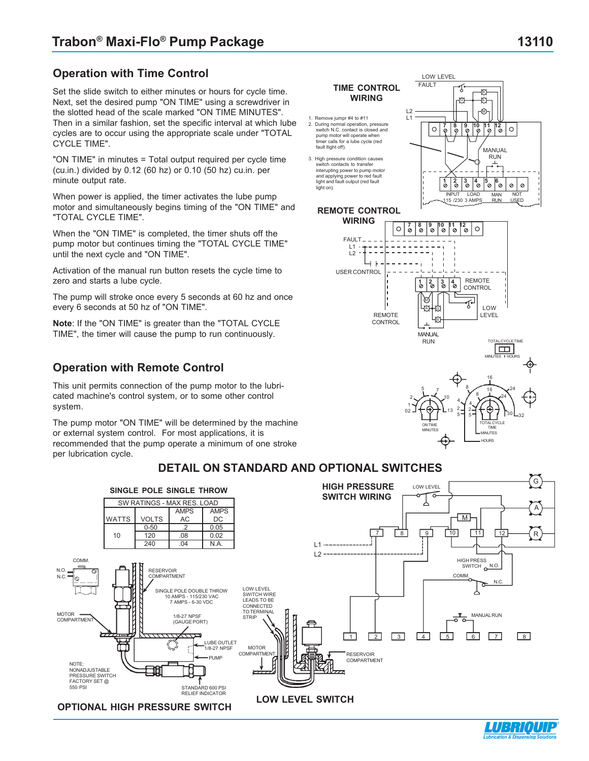## Operation with Time Control

Set the slide switch to either minutes or hours for cycle time. Next, set the desired pump "ON TIME" using a screwdriver in the slotted head of the scale marked "ON TIME MINUTES". Then in a similar fashion, set the specific interval at which lube cycles are to occur using the appropriate scale under "TOTAL CYCLE TIME".

"ON TIME" in minutes = Total output required per cycle time (cu.in.) divided by 0.12 (60 hz) or 0.10 (50 hz) cu.in. per minute output rate.

When power is applied, the timer activates the lube pump motor and simultaneously begins timing of the "ON TIME" and "TOTAL CYCLE TIME".

When the "ON TIME" is completed, the timer shuts off the pump motor but continues timing the "TOTAL CYCLE TIME" until the next cycle and "ON TIME".

Activation of the manual run button resets the cycle time to zero and starts a lube cycle.

The pump will stroke once every 5 seconds at 60 hz and once every 6 seconds at 50 hz of "ON TIME".

**Note**: If the "ON TIME" is greater than the "TOTAL CYCLE TIME", the timer will cause the pump to run continuously.

### TIME CONTROL WIRING

1. Remove jumpr #4 to #11
2. During normal operation, pressure switch N.C. contact is closed and pump motor will operate when timer calls for a lube cycle (red fault llight off).
3. High pressure condition causes switch contacts to transfer interupting power to pump motor and applying power to red fault light and fault output (red fault light on).

LOW LEVEL FAULT, L2, L1, 7, 8, 9, 10, 11, 12, MANUAL RUN, 1, 2, 3, 4, 5, 6, INPUT 115 /230, LOAD 3 AMPS, MAN RUN, NOT USED

### REMOTE CONTROL WIRING

FAULT, L1, L2, USER CONTROL, 7, 8, 9, 10, 11, 12, 1, 2, 3, 4, REMOTE CONTROL, LOW LEVEL, REMOTE CONTROL, MANUAL RUN

TOTAL CYCLE TIME, MINUTES, HOURS, ON TIME MINUTES, TOTAL CYCLE TIME MINUTES, HOURS

## Operation with Remote Control

This unit permits connection of the pump motor to the lubricated machine's control system, or to some other control system.

The pump motor "ON TIME" will be determined by the machine or external system control. For most applications, it is recommended that the pump operate a minimum of one stroke per lubrication cycle.

## DETAIL ON STANDARD AND OPTIONAL SWITCHES

### SINGLE POLE SINGLE THROW

| SW RATINGS - MAX RES. LOAD | | | |
|---|---|---|---|
| WATTS | VOLTS | AMPS AC | AMPS DC |
| 10 | 0-50 | .2 | 0.05 |
| | 120 | .08 | 0.02 |
| | 240 | .04 | N.A. |

COMM., N.O., N.C., MOTOR COMPARTMENT, RESERVOIR COMPARTMENT, SINGLE POLE DOUBLE THROW 10 AMPS - 115/230 VAC 7 AMPS - 6-30 VDC, 1/8-27 NPSF (GAUGE PORT), LUBE OUTLET 1/8-27 NPSF, PUMP, STANDARD 600 PSI RELIEF INDICATOR

NOTE: NONADJUSTABLE PRESSURE SWITCH FACTORY SET @ 550 PSI

### OPTIONAL HIGH PRESSURE SWITCH

### HIGH PRESSURE SWITCH WIRING

LOW LEVEL, M, G, A, R, 7, 8, 9, 10, 11, 12, L1, L2, HIGH PRESS SWITCH N.O., COMM., N.C., MANUAL RUN, 1, 2, 3, 4, 5, 6, 7, 8

LOW LEVEL SWITCH WIRE LEADS TO BE CONNECTED TO TERMINAL STRIP, MOTOR COMPARTMENT, RESERVOIR COMPARTMENT

### LOW LEVEL SWITCH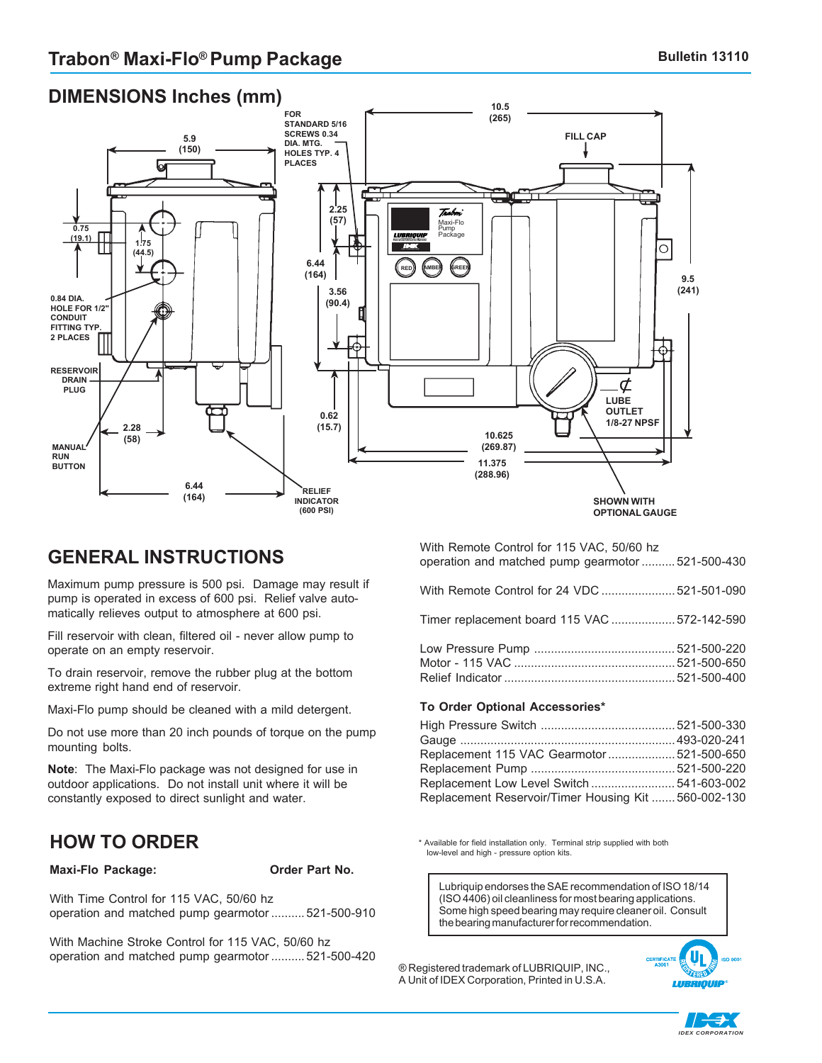## DIMENSIONS Inches (mm)

5.9 (150)

FOR STANDARD 5/16 SCREWS 0.34 DIA. MTG. HOLES TYP. 4 PLACES

10.5 (265)

FILL CAP

0.75 (19.1)

1.75 (44.5)

2.25 (57)

6.44 (164)

3.56 (90.4)

9.5 (241)

0.84 DIA. HOLE FOR 1/2" CONDUIT FITTING TYP. 2 PLACES

RESERVOIR DRAIN PLUG

MANUAL RUN BUTTON

2.28 (58)

6.44 (164)

0.62 (15.7)

RELIEF INDICATOR (600 PSI)

10.625 (269.87)

11.375 (288.96)

LUBE OUTLET 1/8-27 NPSF

SHOWN WITH OPTIONAL GAUGE

## GENERAL INSTRUCTIONS

Maximum pump pressure is 500 psi. Damage may result if pump is operated in excess of 600 psi. Relief valve automatically relieves output to atmosphere at 600 psi.

Fill reservoir with clean, filtered oil - never allow pump to operate on an empty reservoir.

To drain reservoir, remove the rubber plug at the bottom extreme right hand end of reservoir.

Maxi-Flo pump should be cleaned with a mild detergent.

Do not use more than 20 inch pounds of torque on the pump mounting bolts.

**Note**: The Maxi-Flo package was not designed for use in outdoor applications. Do not install unit where it will be constantly exposed to direct sunlight and water.

## HOW TO ORDER

| **Maxi-Flo Package:** | **Order Part No.** |
|---|---|
| With Time Control for 115 VAC, 50/60 hz operation and matched pump gearmotor | 521-500-910 |
| With Machine Stroke Control for 115 VAC, 50/60 hz operation and matched pump gearmotor | 521-500-420 |
| With Remote Control for 115 VAC, 50/60 hz operation and matched pump gearmotor | 521-500-430 |
| With Remote Control for 24 VDC | 521-501-090 |
| Timer replacement board 115 VAC | 572-142-590 |
| Low Pressure Pump | 521-500-220 |
| Motor - 115 VAC | 521-500-650 |
| Relief Indicator | 521-500-400 |

**To Order Optional Accessories***

| | |
|---|---|
| High Pressure Switch | 521-500-330 |
| Gauge | 493-020-241 |
| Replacement 115 VAC Gearmotor | 521-500-650 |
| Replacement Pump | 521-500-220 |
| Replacement Low Level Switch | 541-603-002 |
| Replacement Reservoir/Timer Housing Kit | 560-002-130 |

* Available for field installation only. Terminal strip supplied with both low-level and high - pressure option kits.

Lubriquip endorses the SAE recommendation of ISO 18/14 (ISO 4406) oil cleanliness for most bearing applications. Some high speed bearing may require cleaner oil. Consult the bearing manufacturer for recommendation.

® Registered trademark of LUBRIQUIP, INC., A Unit of IDEX Corporation, Printed in U.S.A.